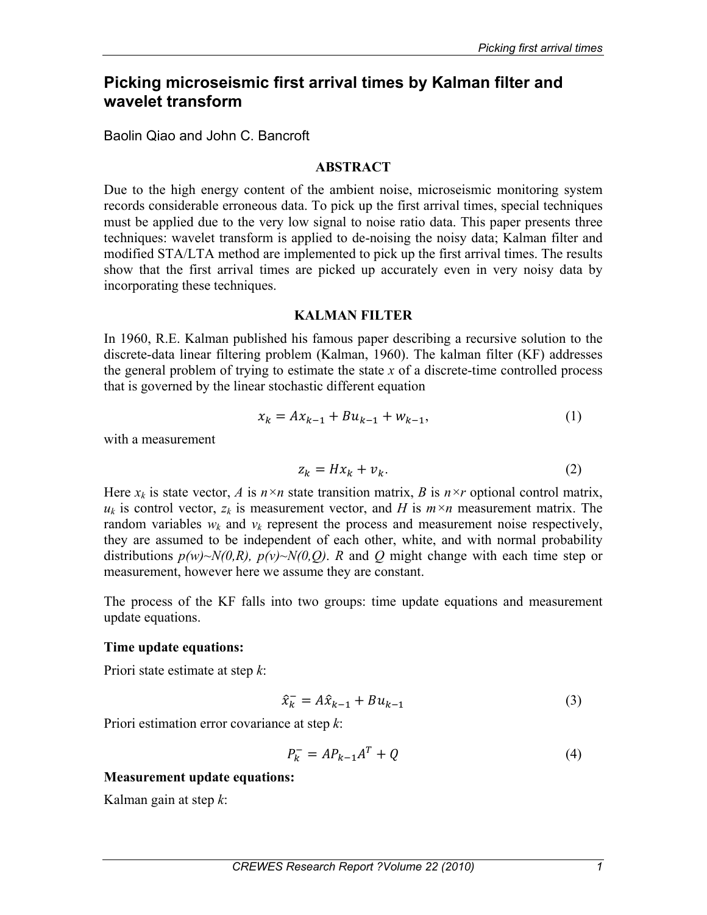# Picking microseismic first arrival times by Kalman filter and wavelet transform

Baolin Qiao and John C. Bancroft

## ABSTRACT

Due to the high energy content of the ambient noise, microseismic monitoring system records considerable erroneous data. To pick up the first arrival times, special techniques must be applied due to the very low signal to noise ratio data. This paper presents three techniques: wavelet transform is applied to de-noising the noisy data; Kalman filter and modified STA/LTA method are implemented to pick up the first arrival times. The results show that the first arrival times are picked up accurately even in very noisy data by incorporating these techniques.

## KALMAN FILTER

In 1960, R.E. Kalman published his famous paper describing a recursive solution to the discrete-data linear filtering problem (Kalman, 1960). The kalman filter (KF) addresses the general problem of trying to estimate the state $x$ of a discrete-time controlled process that is governed by the linear stochastic different equation

$$x_k = Ax_{k-1} + Bu_{k-1} + w_{k-1}, \tag{1}$$

with a measurement

$$z_k = Hx_k + v_k. \tag{2}$$

Here $x_k$ is state vector, $A$ is $n \times n$ state transition matrix, $B$ is $n \times r$ optional control matrix, $u_k$ is control vector, $z_k$ is measurement vector, and $H$ is $m \times n$ measurement matrix. The random variables $w_k$ and $v_k$ represent the process and measurement noise respectively, they are assumed to be independent of each other, white, and with normal probability distributions $p(w) \sim N(0,R)$, $p(v) \sim N(0,Q)$. $R$ and $Q$ might change with each time step or measurement, however here we assume they are constant.

The process of the KF falls into two groups: time update equations and measurement update equations.

**Time update equations:**

Priori state estimate at step $k$:

$$\hat{x}_k^- = A\hat{x}_{k-1} + Bu_{k-1} \tag{3}$$

Priori estimation error covariance at step $k$:

$$P_k^- = AP_{k-1}A^T + Q \tag{4}$$

**Measurement update equations:**

Kalman gain at step $k$: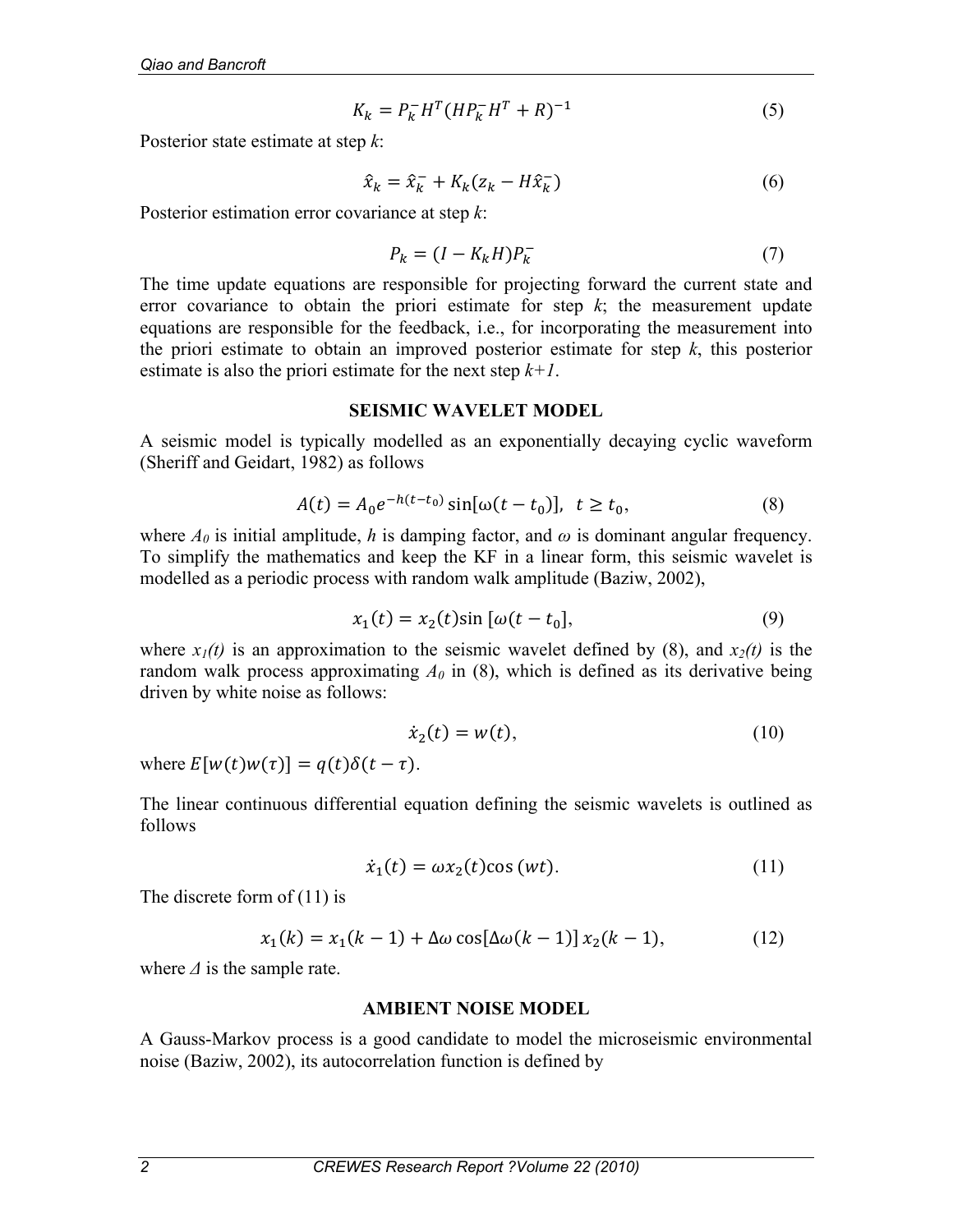$$K_k = P_k^- H^T (H P_k^- H^T + R)^{-1} \tag{5}$$

Posterior state estimate at step *k*:

$$\hat{x}_k = \hat{x}_k^- + K_k (z_k - H\hat{x}_k^-) \tag{6}$$

Posterior estimation error covariance at step *k*:

$$P_k = (I - K_k H) P_k^- \tag{7}$$

The time update equations are responsible for projecting forward the current state and error covariance to obtain the priori estimate for step *k*; the measurement update equations are responsible for the feedback, i.e., for incorporating the measurement into the priori estimate to obtain an improved posterior estimate for step *k*, this posterior estimate is also the priori estimate for the next step *k+1*.

## SEISMIC WAVELET MODEL

A seismic model is typically modelled as an exponentially decaying cyclic waveform (Sheriff and Geidart, 1982) as follows

$$A(t) = A_0 e^{-h(t-t_0)} \sin[\omega(t - t_0)], \;\; t \geq t_0, \tag{8}$$

where $A_0$ is initial amplitude, $h$ is damping factor, and $\omega$ is dominant angular frequency. To simplify the mathematics and keep the KF in a linear form, this seismic wavelet is modelled as a periodic process with random walk amplitude (Baziw, 2002),

$$x_1(t) = x_2(t) \sin[\omega(t - t_0], \tag{9}$$

where $x_1(t)$ is an approximation to the seismic wavelet defined by (8), and $x_2(t)$ is the random walk process approximating $A_0$ in (8), which is defined as its derivative being driven by white noise as follows:

$$\dot{x}_2(t) = w(t), \tag{10}$$

where $E[w(t)w(\tau)] = q(t)\delta(t - \tau)$.

The linear continuous differential equation defining the seismic wavelets is outlined as follows

$$\dot{x}_1(t) = \omega x_2(t) \cos(wt). \tag{11}$$

The discrete form of (11) is

$$x_1(k) = x_1(k-1) + \Delta\omega \cos[\Delta\omega(k-1)]\, x_2(k-1), \tag{12}$$

where $\Delta$ is the sample rate.

## AMBIENT NOISE MODEL

A Gauss-Markov process is a good candidate to model the microseismic environmental noise (Baziw, 2002), its autocorrelation function is defined by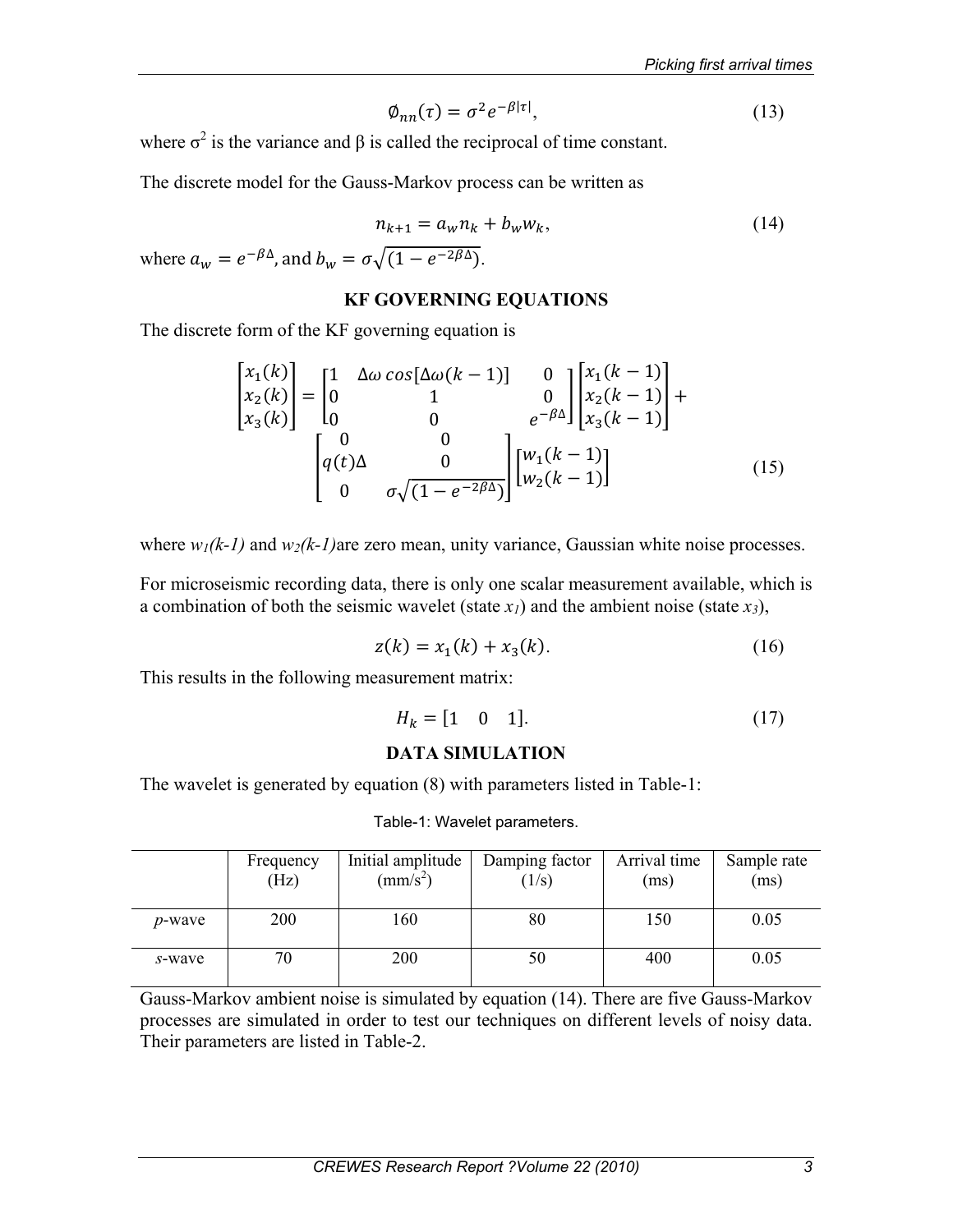$$\emptyset_{nn}(\tau) = \sigma^2 e^{-\beta|\tau|}, \tag{13}$$

where $\sigma^2$ is the variance and $\beta$ is called the reciprocal of time constant.

The discrete model for the Gauss-Markov process can be written as

$$n_{k+1} = a_w n_k + b_w w_k, \tag{14}$$

where $a_w = e^{-\beta\Delta}$, and $b_w = \sigma\sqrt{(1-e^{-2\beta\Delta})}$.

## KF GOVERNING EQUATIONS

The discrete form of the KF governing equation is

$$\begin{bmatrix} x_1(k) \\ x_2(k) \\ x_3(k) \end{bmatrix} = \begin{bmatrix} 1 & \Delta\omega\cos[\Delta\omega(k-1)] & 0 \\ 0 & 1 & 0 \\ 0 & 0 & e^{-\beta\Delta} \end{bmatrix} \begin{bmatrix} x_1(k-1) \\ x_2(k-1) \\ x_3(k-1) \end{bmatrix} + \begin{bmatrix} 0 & 0 \\ q(t)\Delta & 0 \\ 0 & \sigma\sqrt{(1-e^{-2\beta\Delta})} \end{bmatrix} \begin{bmatrix} w_1(k-1) \\ w_2(k-1) \end{bmatrix} \tag{15}$$

where $w_1(k-1)$ and $w_2(k-1)$are zero mean, unity variance, Gaussian white noise processes.

For microseismic recording data, there is only one scalar measurement available, which is a combination of both the seismic wavelet (state $x_1$) and the ambient noise (state $x_3$),

$$z(k) = x_1(k) + x_3(k). \tag{16}$$

This results in the following measurement matrix:

$$H_k = [1 \quad 0 \quad 1]. \tag{17}$$

## DATA SIMULATION

The wavelet is generated by equation (8) with parameters listed in Table-1:

Table-1: Wavelet parameters.

| | Frequency (Hz) | Initial amplitude (mm/s$^2$) | Damping factor (1/s) | Arrival time (ms) | Sample rate (ms) |
|---|---|---|---|---|---|
| *p*-wave | 200 | 160 | 80 | 150 | 0.05 |
| *s*-wave | 70 | 200 | 50 | 400 | 0.05 |

Gauss-Markov ambient noise is simulated by equation (14). There are five Gauss-Markov processes are simulated in order to test our techniques on different levels of noisy data. Their parameters are listed in Table-2.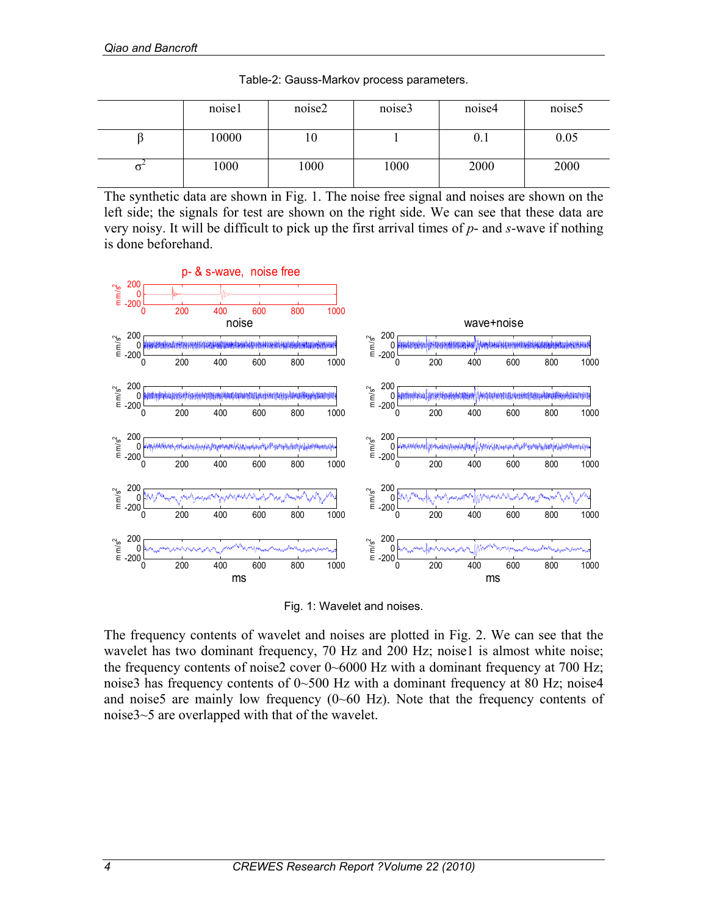Table-2: Gauss-Markov process parameters.

| | noise1 | noise2 | noise3 | noise4 | noise5 |
|---|---|---|---|---|---|
| $\beta$ | 10000 | 10 | 1 | 0.1 | 0.05 |
| $\sigma^2$ | 1000 | 1000 | 1000 | 2000 | 2000 |

The synthetic data are shown in Fig. 1. The noise free signal and noises are shown on the left side; the signals for test are shown on the right side. We can see that these data are very noisy. It will be difficult to pick up the first arrival times of *p*- and *s*-wave if nothing is done beforehand.

Fig. 1: Wavelet and noises.

The frequency contents of wavelet and noises are plotted in Fig. 2. We can see that the wavelet has two dominant frequency, 70 Hz and 200 Hz; noise1 is almost white noise; the frequency contents of noise2 cover 0~6000 Hz with a dominant frequency at 700 Hz; noise3 has frequency contents of 0~500 Hz with a dominant frequency at 80 Hz; noise4 and noise5 are mainly low frequency (0~60 Hz). Note that the frequency contents of noise3~5 are overlapped with that of the wavelet.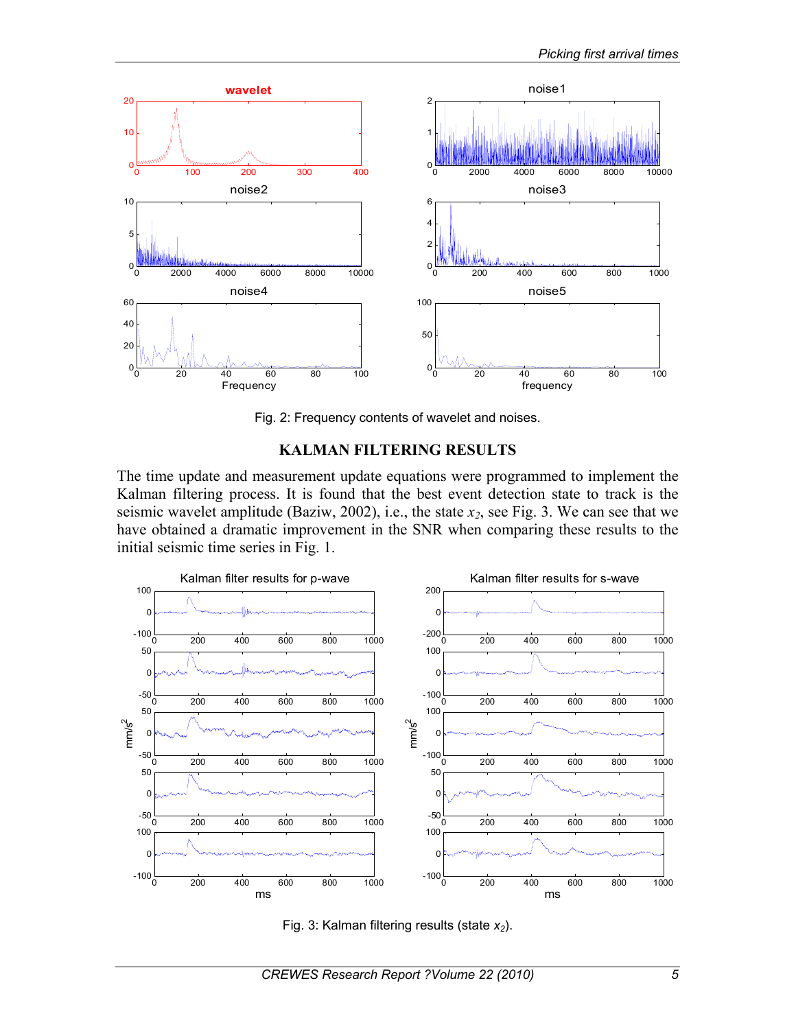Fig. 2: Frequency contents of wavelet and noises.

## KALMAN FILTERING RESULTS

The time update and measurement update equations were programmed to implement the Kalman filtering process. It is found that the best event detection state to track is the seismic wavelet amplitude (Baziw, 2002), i.e., the state $x_2$, see Fig. 3. We can see that we have obtained a dramatic improvement in the SNR when comparing these results to the initial seismic time series in Fig. 1.

Fig. 3: Kalman filtering results (state $x_2$).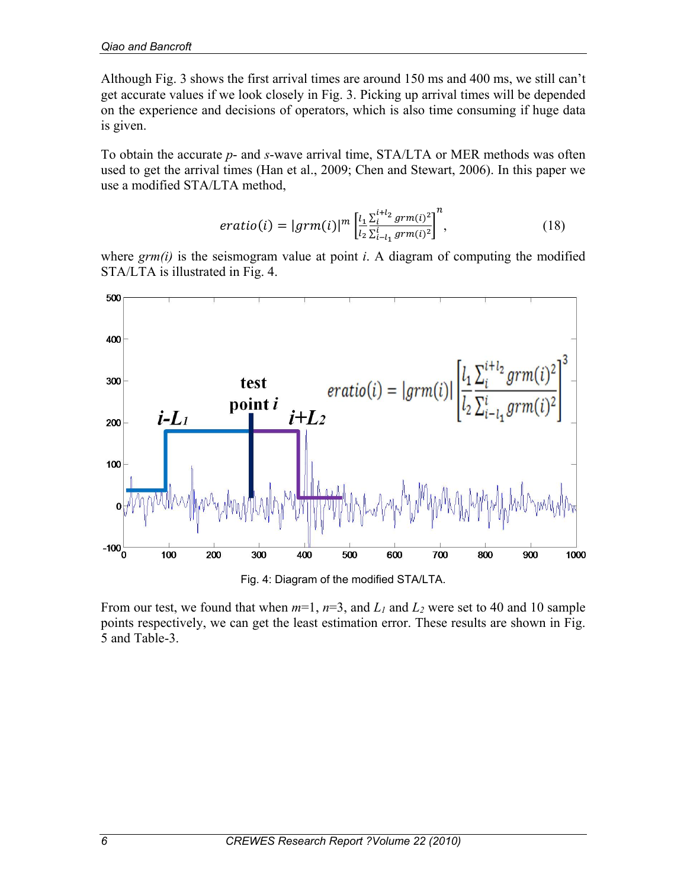Although Fig. 3 shows the first arrival times are around 150 ms and 400 ms, we still can't get accurate values if we look closely in Fig. 3. Picking up arrival times will be depended on the experience and decisions of operators, which is also time consuming if huge data is given.

To obtain the accurate *p*- and *s*-wave arrival time, STA/LTA or MER methods was often used to get the arrival times (Han et al., 2009; Chen and Stewart, 2006). In this paper we use a modified STA/LTA method,

$$eratio(i) = |grm(i)|^m \left[\frac{l_1 \sum_{i}^{i+l_2} grm(i)^2}{l_2 \sum_{i-l_1}^{i} grm(i)^2}\right]^n, \tag{18}$$

where *grm(i)* is the seismogram value at point *i*. A diagram of computing the modified STA/LTA is illustrated in Fig. 4.

Fig. 4: Diagram of the modified STA/LTA.

From our test, we found that when $m$=1, $n$=3, and $L_1$ and $L_2$ were set to 40 and 10 sample points respectively, we can get the least estimation error. These results are shown in Fig. 5 and Table-3.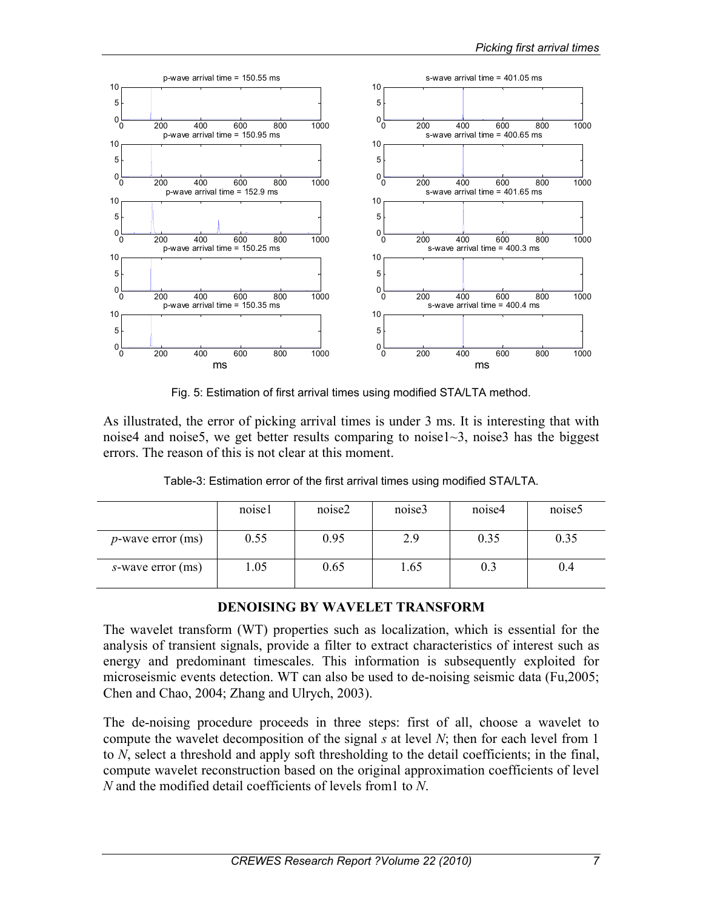Fig. 5: Estimation of first arrival times using modified STA/LTA method.

As illustrated, the error of picking arrival times is under 3 ms. It is interesting that with noise4 and noise5, we get better results comparing to noise1~3, noise3 has the biggest errors. The reason of this is not clear at this moment.

Table-3: Estimation error of the first arrival times using modified STA/LTA.

| | noise1 | noise2 | noise3 | noise4 | noise5 |
|---|---|---|---|---|---|
| *p*-wave error (ms) | 0.55 | 0.95 | 2.9 | 0.35 | 0.35 |
| *s*-wave error (ms) | 1.05 | 0.65 | 1.65 | 0.3 | 0.4 |

## DENOISING BY WAVELET TRANSFORM

The wavelet transform (WT) properties such as localization, which is essential for the analysis of transient signals, provide a filter to extract characteristics of interest such as energy and predominant timescales. This information is subsequently exploited for microseismic events detection. WT can also be used to de-noising seismic data (Fu,2005; Chen and Chao, 2004; Zhang and Ulrych, 2003).

The de-noising procedure proceeds in three steps: first of all, choose a wavelet to compute the wavelet decomposition of the signal $s$ at level $N$; then for each level from 1 to $N$, select a threshold and apply soft thresholding to the detail coefficients; in the final, compute wavelet reconstruction based on the original approximation coefficients of level $N$ and the modified detail coefficients of levels from1 to $N$.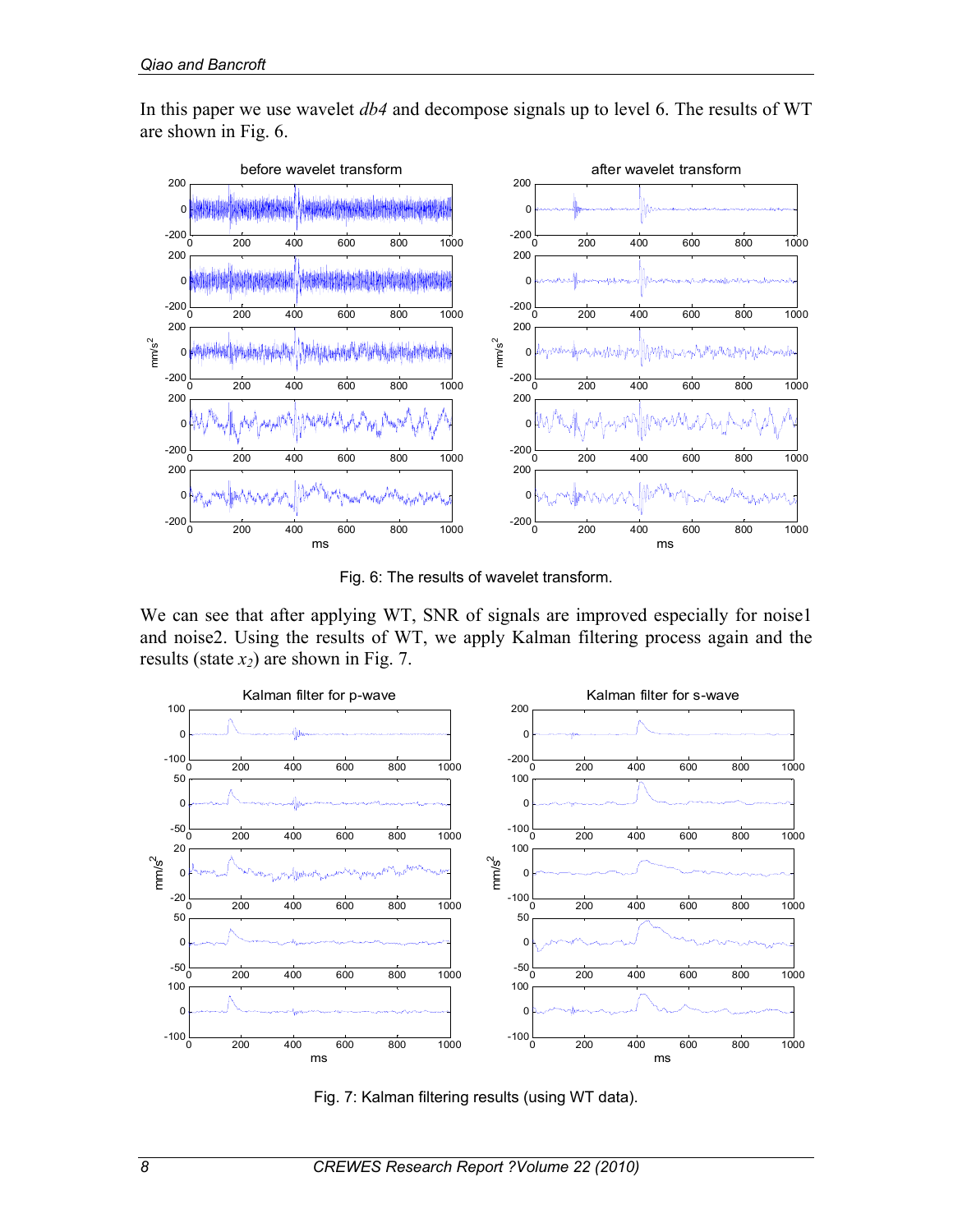In this paper we use wavelet *db4* and decompose signals up to level 6. The results of WT are shown in Fig. 6.

Fig. 6: The results of wavelet transform.

We can see that after applying WT, SNR of signals are improved especially for noise1 and noise2. Using the results of WT, we apply Kalman filtering process again and the results (state $x_2$) are shown in Fig. 7.

Fig. 7: Kalman filtering results (using WT data).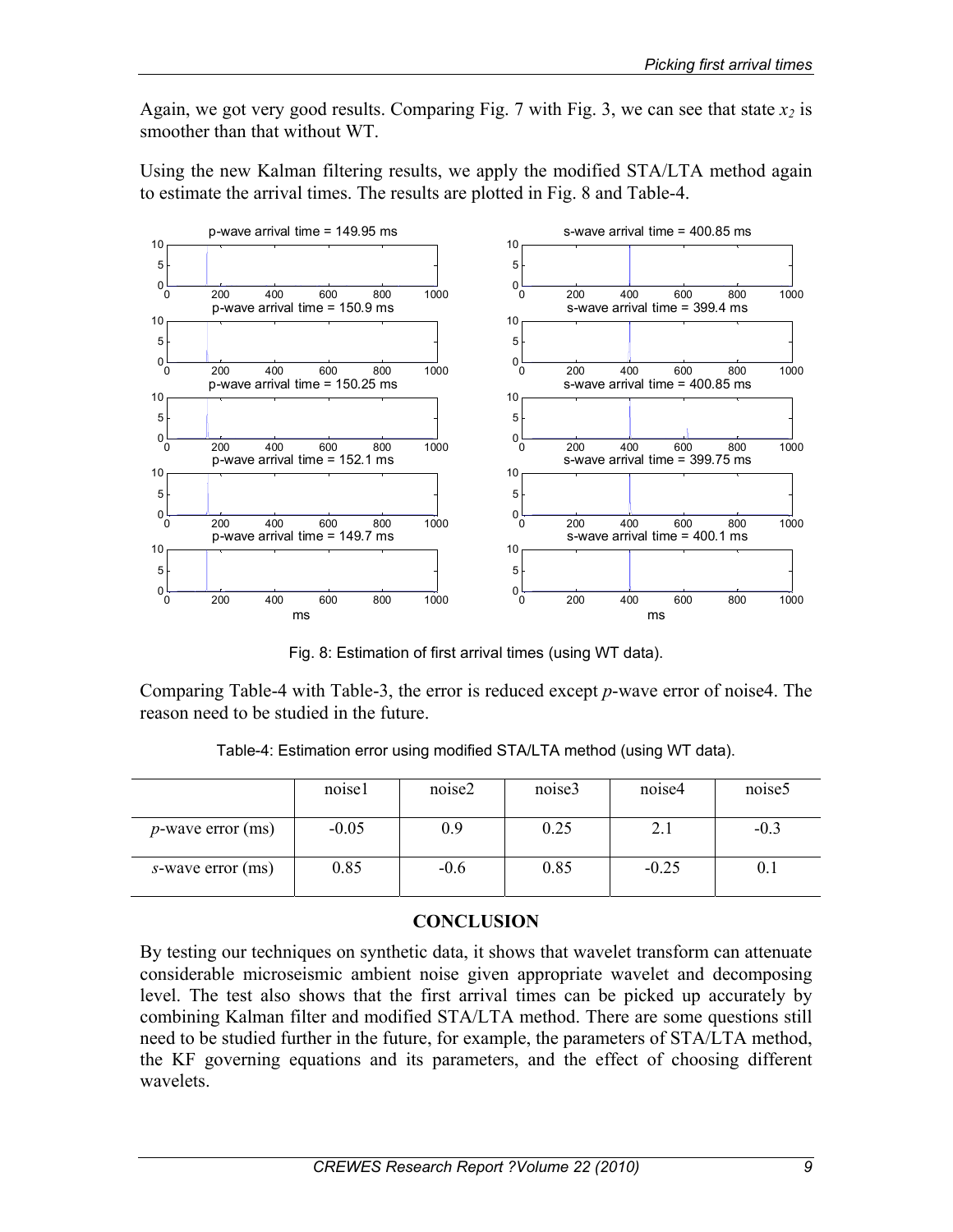Again, we got very good results. Comparing Fig. 7 with Fig. 3, we can see that state $x_2$ is smoother than that without WT.

Using the new Kalman filtering results, we apply the modified STA/LTA method again to estimate the arrival times. The results are plotted in Fig. 8 and Table-4.

Fig. 8: Estimation of first arrival times (using WT data).

Comparing Table-4 with Table-3, the error is reduced except *p*-wave error of noise4. The reason need to be studied in the future.

Table-4: Estimation error using modified STA/LTA method (using WT data).

| | noise1 | noise2 | noise3 | noise4 | noise5 |
|---|---|---|---|---|---|
| *p*-wave error (ms) | -0.05 | 0.9 | 0.25 | 2.1 | -0.3 |
| *s*-wave error (ms) | 0.85 | -0.6 | 0.85 | -0.25 | 0.1 |

## CONCLUSION

By testing our techniques on synthetic data, it shows that wavelet transform can attenuate considerable microseismic ambient noise given appropriate wavelet and decomposing level. The test also shows that the first arrival times can be picked up accurately by combining Kalman filter and modified STA/LTA method. There are some questions still need to be studied further in the future, for example, the parameters of STA/LTA method, the KF governing equations and its parameters, and the effect of choosing different wavelets.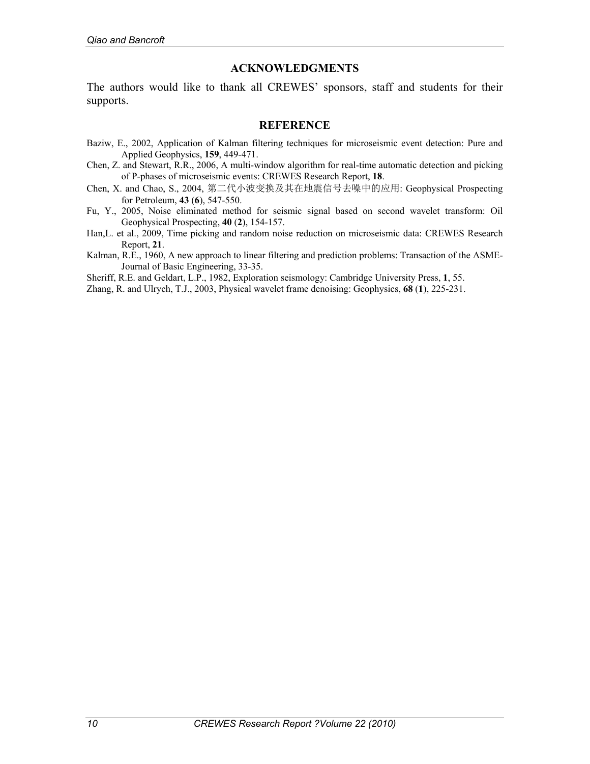## ACKNOWLEDGMENTS

The authors would like to thank all CREWES' sponsors, staff and students for their supports.

## REFERENCE

Baziw, E., 2002, Application of Kalman filtering techniques for microseismic event detection: Pure and Applied Geophysics, **159**, 449-471.

Chen, Z. and Stewart, R.R., 2006, A multi-window algorithm for real-time automatic detection and picking of P-phases of microseismic events: CREWES Research Report, **18**.

Chen, X. and Chao, S., 2004, 第二代小波变换及其在地震信号去噪中的应用: Geophysical Prospecting for Petroleum, **43** (**6**), 547-550.

Fu, Y., 2005, Noise eliminated method for seismic signal based on second wavelet transform: Oil Geophysical Prospecting, **40** (**2**), 154-157.

Han,L. et al., 2009, Time picking and random noise reduction on microseismic data: CREWES Research Report, **21**.

Kalman, R.E., 1960, A new approach to linear filtering and prediction problems: Transaction of the ASME-Journal of Basic Engineering, 33-35.

Sheriff, R.E. and Geldart, L.P., 1982, Exploration seismology: Cambridge University Press, **1**, 55.

Zhang, R. and Ulrych, T.J., 2003, Physical wavelet frame denoising: Geophysics, **68** (**1**), 225-231.